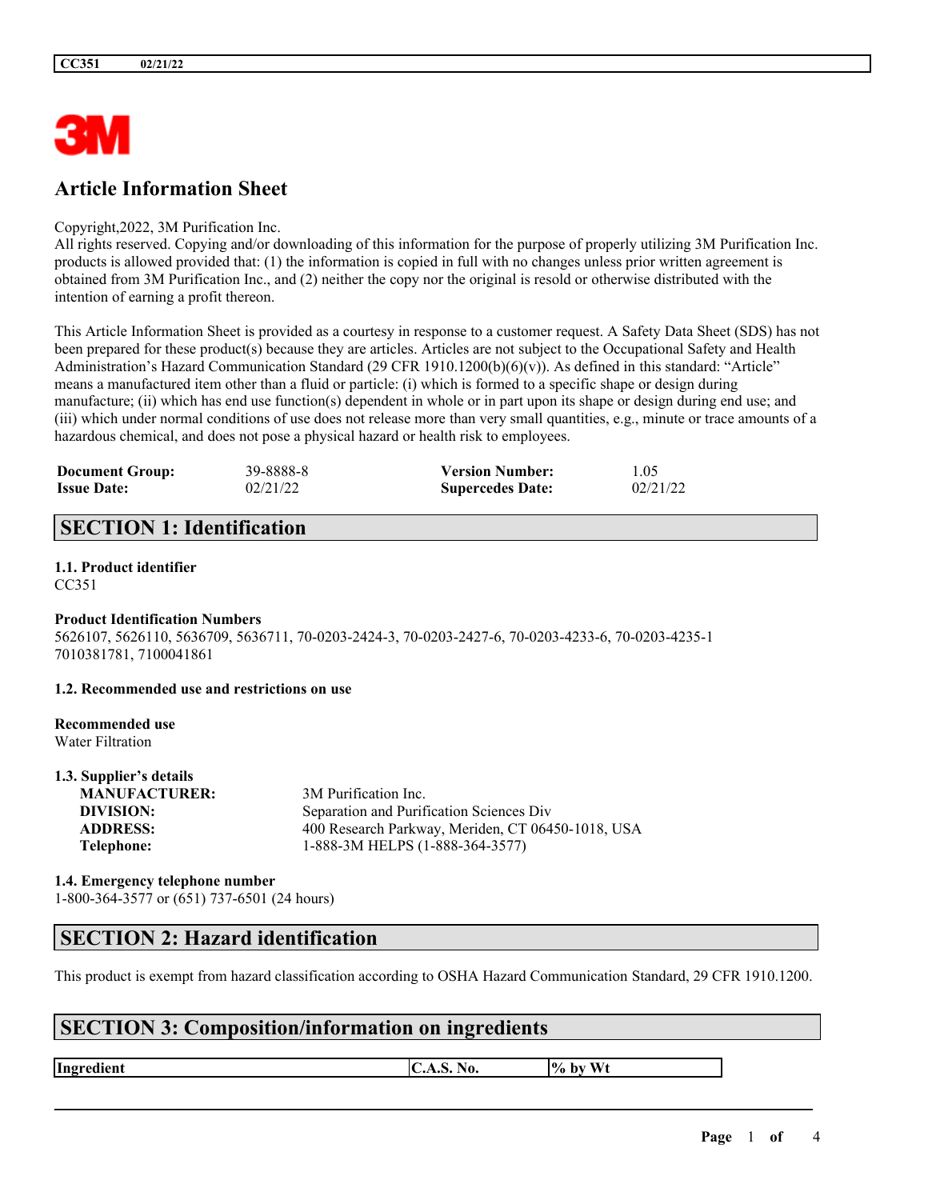# Article Information Sheet

Copyright,2022, 3M Purification Inc.
All rights reserved. Copying and/or downloading of this information for the purpose of properly utilizing 3M Purification Inc. products is allowed provided that: (1) the information is copied in full with no changes unless prior written agreement is obtained from 3M Purification Inc., and (2) neither the copy nor the original is resold or otherwise distributed with the intention of earning a profit thereon.

This Article Information Sheet is provided as a courtesy in response to a customer request. A Safety Data Sheet (SDS) has not been prepared for these product(s) because they are articles. Articles are not subject to the Occupational Safety and Health Administration's Hazard Communication Standard (29 CFR 1910.1200(b)(6)(v)). As defined in this standard: "Article" means a manufactured item other than a fluid or particle: (i) which is formed to a specific shape or design during manufacture; (ii) which has end use function(s) dependent in whole or in part upon its shape or design during end use; and (iii) which under normal conditions of use does not release more than very small quantities, e.g., minute or trace amounts of a hazardous chemical, and does not pose a physical hazard or health risk to employees.

| | | | |
|---|---|---|---|
| **Document Group:** | 39-8888-8 | **Version Number:** | 1.05 |
| **Issue Date:** | 02/21/22 | **Supercedes Date:** | 02/21/22 |

## SECTION 1: Identification

**1.1. Product identifier**
CC351

**Product Identification Numbers**
5626107, 5626110, 5636709, 5636711, 70-0203-2424-3, 70-0203-2427-6, 70-0203-4233-6, 70-0203-4235-1
7010381781, 7100041861

**1.2. Recommended use and restrictions on use**

**Recommended use**
Water Filtration

**1.3. Supplier's details**

| | |
|---|---|
| **MANUFACTURER:** | 3M Purification Inc. |
| **DIVISION:** | Separation and Purification Sciences Div |
| **ADDRESS:** | 400 Research Parkway, Meriden, CT 06450-1018, USA |
| **Telephone:** | 1-888-3M HELPS (1-888-364-3577) |

**1.4. Emergency telephone number**
1-800-364-3577 or (651) 737-6501 (24 hours)

## SECTION 2: Hazard identification

This product is exempt from hazard classification according to OSHA Hazard Communication Standard, 29 CFR 1910.1200.

## SECTION 3: Composition/information on ingredients

| Ingredient | C.A.S. No. | % by Wt |
|---|---|---|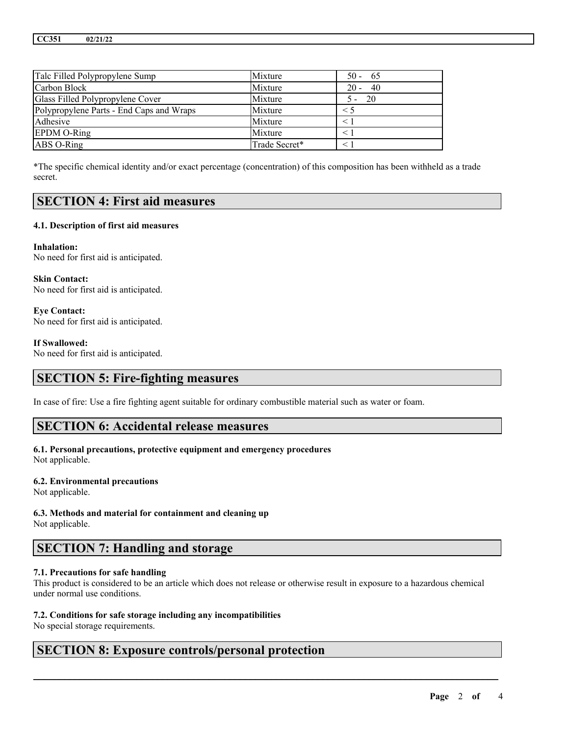| Talc Filled Polypropylene Sump | Mixture | 50 - 65 |
| --- | --- | --- |
| Carbon Block | Mixture | 20 - 40 |
| Glass Filled Polypropylene Cover | Mixture | 5 - 20 |
| Polypropylene Parts - End Caps and Wraps | Mixture | < 5 |
| Adhesive | Mixture | < 1 |
| EPDM O-Ring | Mixture | < 1 |
| ABS O-Ring | Trade Secret* | < 1 |

*The specific chemical identity and/or exact percentage (concentration) of this composition has been withheld as a trade secret.

## SECTION 4: First aid measures

### 4.1. Description of first aid measures

**Inhalation:**
No need for first aid is anticipated.

**Skin Contact:**
No need for first aid is anticipated.

**Eye Contact:**
No need for first aid is anticipated.

**If Swallowed:**
No need for first aid is anticipated.

## SECTION 5: Fire-fighting measures

In case of fire: Use a fire fighting agent suitable for ordinary combustible material such as water or foam.

## SECTION 6: Accidental release measures

### 6.1. Personal precautions, protective equipment and emergency procedures
Not applicable.

### 6.2. Environmental precautions
Not applicable.

### 6.3. Methods and material for containment and cleaning up
Not applicable.

## SECTION 7: Handling and storage

### 7.1. Precautions for safe handling
This product is considered to be an article which does not release or otherwise result in exposure to a hazardous chemical under normal use conditions.

### 7.2. Conditions for safe storage including any incompatibilities
No special storage requirements.

## SECTION 8: Exposure controls/personal protection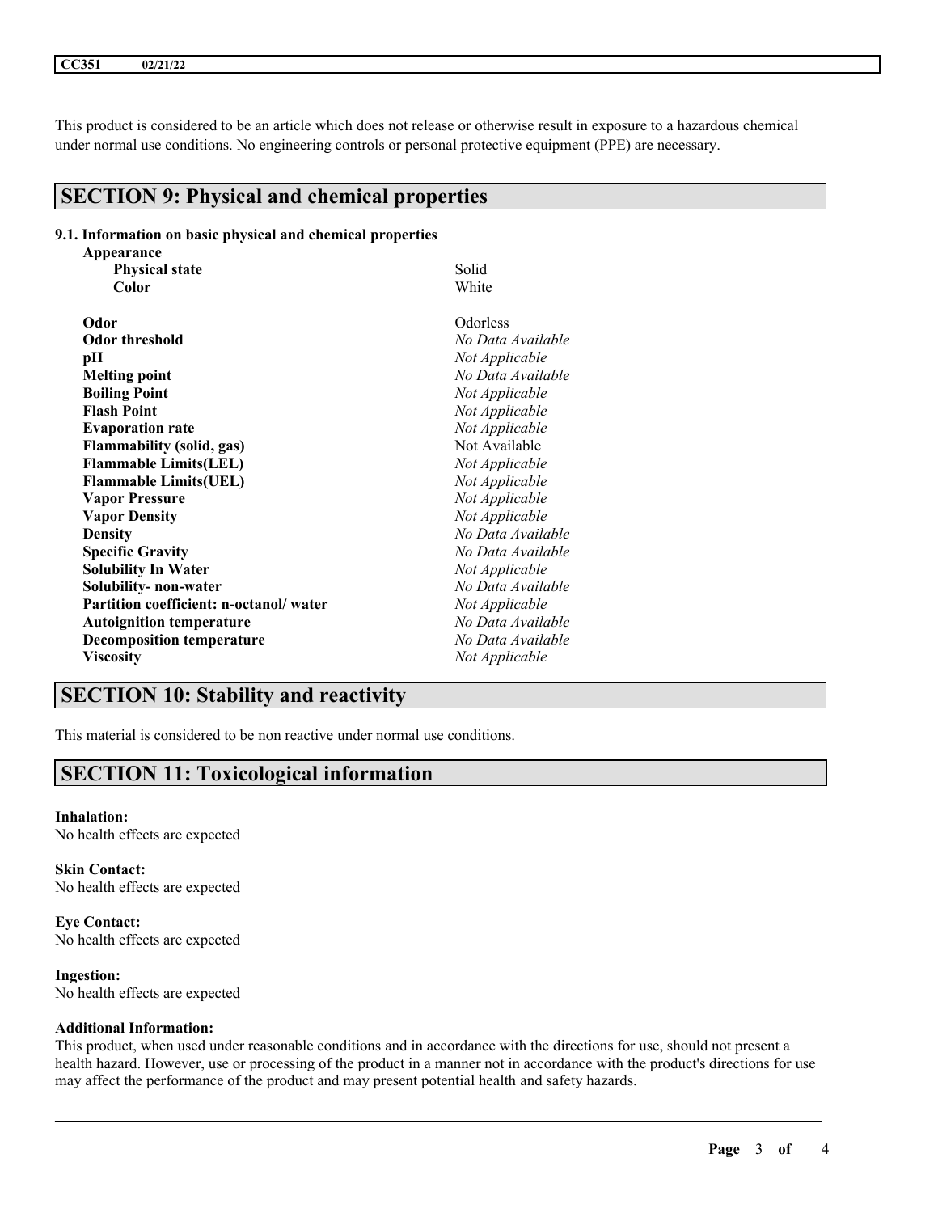This product is considered to be an article which does not release or otherwise result in exposure to a hazardous chemical under normal use conditions. No engineering controls or personal protective equipment (PPE) are necessary.

## SECTION 9: Physical and chemical properties

### 9.1. Information on basic physical and chemical properties

| Property | Value |
|---|---|
| **Appearance** | |
| **Physical state** | Solid |
| **Color** | White |
| **Odor** | Odorless |
| **Odor threshold** | *No Data Available* |
| **pH** | *Not Applicable* |
| **Melting point** | *No Data Available* |
| **Boiling Point** | *Not Applicable* |
| **Flash Point** | *Not Applicable* |
| **Evaporation rate** | *Not Applicable* |
| **Flammability (solid, gas)** | Not Available |
| **Flammable Limits(LEL)** | *Not Applicable* |
| **Flammable Limits(UEL)** | *Not Applicable* |
| **Vapor Pressure** | *Not Applicable* |
| **Vapor Density** | *Not Applicable* |
| **Density** | *No Data Available* |
| **Specific Gravity** | *No Data Available* |
| **Solubility In Water** | *Not Applicable* |
| **Solubility- non-water** | *No Data Available* |
| **Partition coefficient: n-octanol/ water** | *Not Applicable* |
| **Autoignition temperature** | *No Data Available* |
| **Decomposition temperature** | *No Data Available* |
| **Viscosity** | *Not Applicable* |

## SECTION 10: Stability and reactivity

This material is considered to be non reactive under normal use conditions.

## SECTION 11: Toxicological information

**Inhalation:**
No health effects are expected

**Skin Contact:**
No health effects are expected

**Eye Contact:**
No health effects are expected

**Ingestion:**
No health effects are expected

**Additional Information:**
This product, when used under reasonable conditions and in accordance with the directions for use, should not present a health hazard. However, use or processing of the product in a manner not in accordance with the product's directions for use may affect the performance of the product and may present potential health and safety hazards.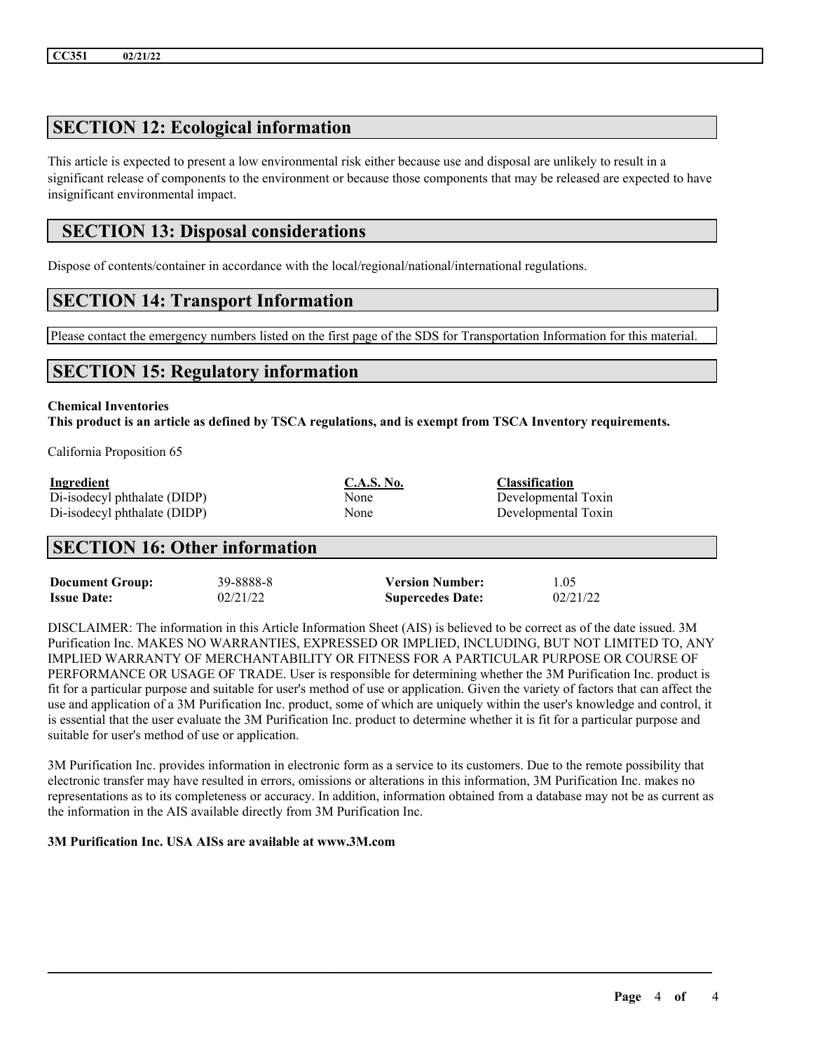## SECTION 12: Ecological information

This article is expected to present a low environmental risk either because use and disposal are unlikely to result in a significant release of components to the environment or because those components that may be released are expected to have insignificant environmental impact.

## SECTION 13: Disposal considerations

Dispose of contents/container in accordance with the local/regional/national/international regulations.

## SECTION 14: Transport Information

Please contact the emergency numbers listed on the first page of the SDS for Transportation Information for this material.

## SECTION 15: Regulatory information

**Chemical Inventories**

**This product is an article as defined by TSCA regulations, and is exempt from TSCA Inventory requirements.**

California Proposition 65

| Ingredient | C.A.S. No. | Classification |
|---|---|---|
| Di-isodecyl phthalate (DIDP) | None | Developmental Toxin |
| Di-isodecyl phthalate (DIDP) | None | Developmental Toxin |

## SECTION 16: Other information

| | | | |
|---|---|---|---|
| **Document Group:** | 39-8888-8 | **Version Number:** | 1.05 |
| **Issue Date:** | 02/21/22 | **Supercedes Date:** | 02/21/22 |

DISCLAIMER: The information in this Article Information Sheet (AIS) is believed to be correct as of the date issued. 3M Purification Inc. MAKES NO WARRANTIES, EXPRESSED OR IMPLIED, INCLUDING, BUT NOT LIMITED TO, ANY IMPLIED WARRANTY OF MERCHANTABILITY OR FITNESS FOR A PARTICULAR PURPOSE OR COURSE OF PERFORMANCE OR USAGE OF TRADE. User is responsible for determining whether the 3M Purification Inc. product is fit for a particular purpose and suitable for user's method of use or application. Given the variety of factors that can affect the use and application of a 3M Purification Inc. product, some of which are uniquely within the user's knowledge and control, it is essential that the user evaluate the 3M Purification Inc. product to determine whether it is fit for a particular purpose and suitable for user's method of use or application.

3M Purification Inc. provides information in electronic form as a service to its customers. Due to the remote possibility that electronic transfer may have resulted in errors, omissions or alterations in this information, 3M Purification Inc. makes no representations as to its completeness or accuracy. In addition, information obtained from a database may not be as current as the information in the AIS available directly from 3M Purification Inc.

**3M Purification Inc. USA AISs are available at www.3M.com**